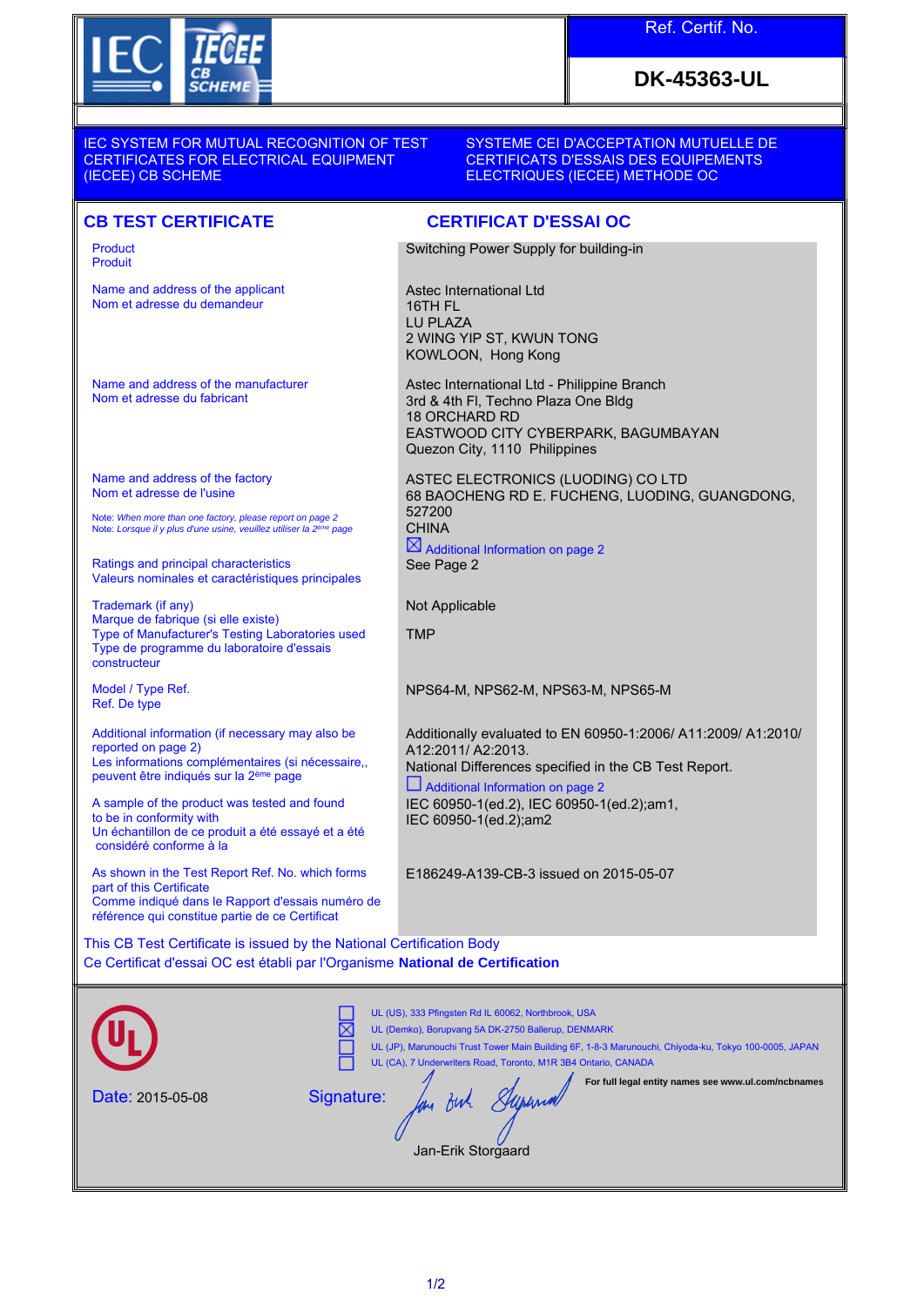IEC | IECEE CB SCHEME

**Ref. Certif. No.**

**DK-45363-UL**

IEC SYSTEM FOR MUTUAL RECOGNITION OF TEST CERTIFICATES FOR ELECTRICAL EQUIPMENT (IECEE) CB SCHEME

SYSTEME CEI D'ACCEPTATION MUTUELLE DE CERTIFICATS D'ESSAIS DES EQUIPEMENTS ELECTRIQUES (IECEE) METHODE OC

## CB TEST CERTIFICATE / CERTIFICAT D'ESSAI OC

| | |
|---|---|
| Product<br>Produit | Switching Power Supply for building-in |
| Name and address of the applicant<br>Nom et adresse du demandeur | Astec International Ltd<br>16TH FL<br>LU PLAZA<br>2 WING YIP ST, KWUN TONG<br>KOWLOON, Hong Kong |
| Name and address of the manufacturer<br>Nom et adresse du fabricant | Astec International Ltd - Philippine Branch<br>3rd & 4th Fl, Techno Plaza One Bldg<br>18 ORCHARD RD<br>EASTWOOD CITY CYBERPARK, BAGUMBAYAN<br>Quezon City, 1110 Philippines |
| Name and address of the factory<br>Nom et adresse de l'usine<br>*Note: When more than one factory, please report on page 2*<br>*Note: Lorsque il y plus d'une usine, veuillez utiliser la 2ème page* | ASTEC ELECTRONICS (LUODING) CO LTD<br>68 BAOCHENG RD E. FUCHENG, LUODING, GUANGDONG, 527200<br>CHINA<br>☒ Additional Information on page 2 |
| Ratings and principal characteristics<br>Valeurs nominales et caractéristiques principales | See Page 2 |
| Trademark (if any)<br>Marque de fabrique (si elle existe) | Not Applicable |
| Type of Manufacturer's Testing Laboratories used<br>Type de programme du laboratoire d'essais constructeur | TMP |
| Model / Type Ref.<br>Ref. De type | NPS64-M, NPS62-M, NPS63-M, NPS65-M |
| Additional information (if necessary may also be reported on page 2)<br>Les informations complémentaires (si nécessaire,, peuvent être indiqués sur la 2ème page | Additionally evaluated to EN 60950-1:2006/ A11:2009/ A1:2010/ A12:2011/ A2:2013.<br>National Differences specified in the CB Test Report.<br>☐ Additional Information on page 2 |
| A sample of the product was tested and found to be in conformity with<br>Un échantillon de ce produit a été essayé et a été considéré conforme à la | IEC 60950-1(ed.2), IEC 60950-1(ed.2);am1, IEC 60950-1(ed.2);am2 |
| As shown in the Test Report Ref. No. which forms part of this Certificate<br>Comme indiqué dans le Rapport d'essais numéro de référence qui constitue partie de ce Certificat | E186249-A139-CB-3 issued on 2015-05-07 |

This CB Test Certificate is issued by the National Certification Body
Ce Certificat d'essai OC est établi par l'Organisme **National de Certification**

UL

- ☐ UL (US), 333 Pfingsten Rd IL 60062, Northbrook, USA
- ☒ UL (Demko), Borupvang 5A DK-2750 Ballerup, DENMARK
- ☐ UL (JP), Marunouchi Trust Tower Main Building 6F, 1-8-3 Marunouchi, Chiyoda-ku, Tokyo 100-0005, JAPAN
- ☐ UL (CA), 7 Underwriters Road, Toronto, M1R 3B4 Ontario, CANADA

**For full legal entity names see www.ul.com/ncbnames**

Date: 2015-05-08

Signature:

Jan-Erik Storgaard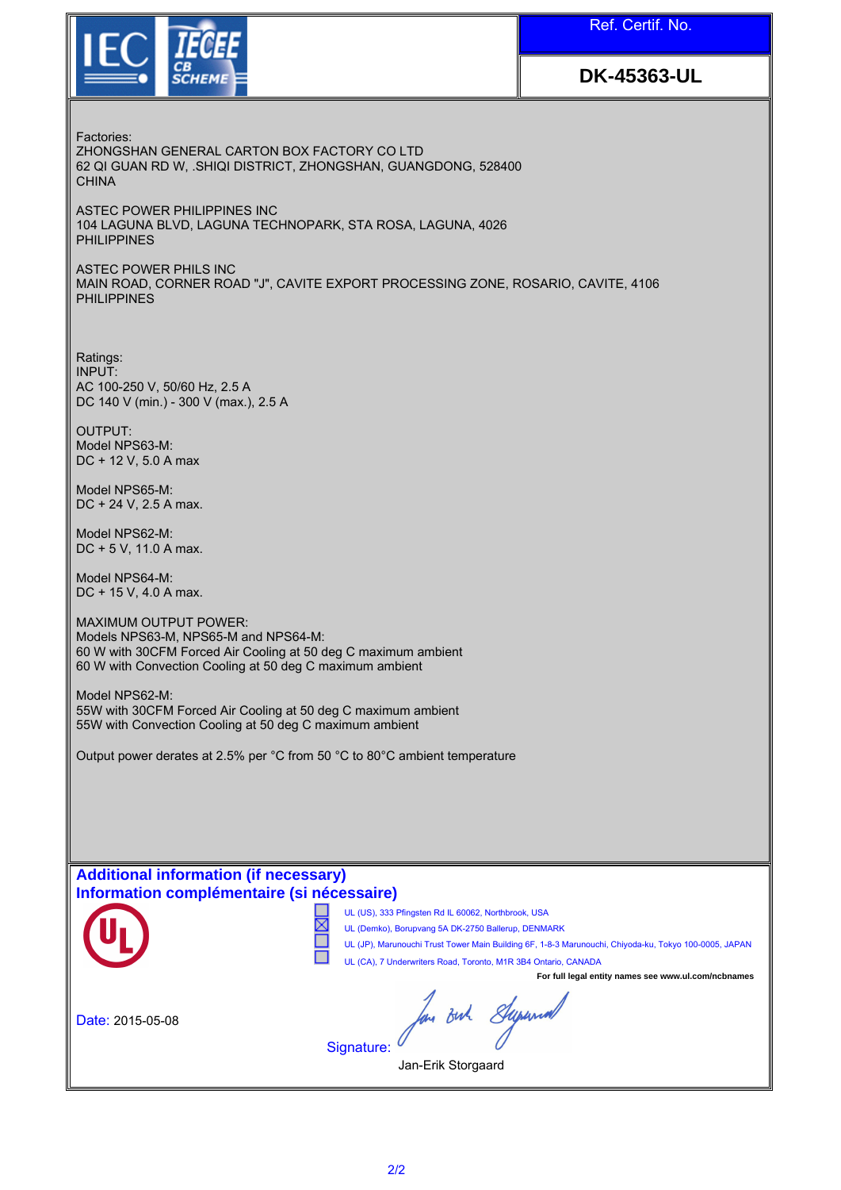| | |
|---|---|
| IEC IECEE CB SCHEME | Ref. Certif. No. |
| | **DK-45363-UL** |

Factories:
ZHONGSHAN GENERAL CARTON BOX FACTORY CO LTD
62 QI GUAN RD W, .SHIQI DISTRICT, ZHONGSHAN, GUANGDONG, 528400
CHINA

ASTEC POWER PHILIPPINES INC
104 LAGUNA BLVD, LAGUNA TECHNOPARK, STA ROSA, LAGUNA, 4026
PHILIPPINES

ASTEC POWER PHILS INC
MAIN ROAD, CORNER ROAD "J", CAVITE EXPORT PROCESSING ZONE, ROSARIO, CAVITE, 4106
PHILIPPINES

Ratings:
INPUT:
AC 100-250 V, 50/60 Hz, 2.5 A
DC 140 V (min.) - 300 V (max.), 2.5 A

OUTPUT:
Model NPS63-M:
DC + 12 V, 5.0 A max

Model NPS65-M:
DC + 24 V, 2.5 A max.

Model NPS62-M:
DC + 5 V, 11.0 A max.

Model NPS64-M:
DC + 15 V, 4.0 A max.

MAXIMUM OUTPUT POWER:
Models NPS63-M, NPS65-M and NPS64-M:
60 W with 30CFM Forced Air Cooling at 50 deg C maximum ambient
60 W with Convection Cooling at 50 deg C maximum ambient

Model NPS62-M:
55W with 30CFM Forced Air Cooling at 50 deg C maximum ambient
55W with Convection Cooling at 50 deg C maximum ambient

Output power derates at 2.5% per °C from 50 °C to 80°C ambient temperature

**Additional information (if necessary)**
**Information complémentaire (si nécessaire)**

- ☐ UL (US), 333 Pfingsten Rd IL 60062, Northbrook, USA
- ☒ UL (Demko), Borupvang 5A DK-2750 Ballerup, DENMARK
- ☐ UL (JP), Marunouchi Trust Tower Main Building 6F, 1-8-3 Marunouchi, Chiyoda-ku, Tokyo 100-0005, JAPAN
- ☐ UL (CA), 7 Underwriters Road, Toronto, M1R 3B4 Ontario, CANADA

**For full legal entity names see www.ul.com/ncbnames**

Date: 2015-05-08

Signature:

Jan-Erik Storgaard